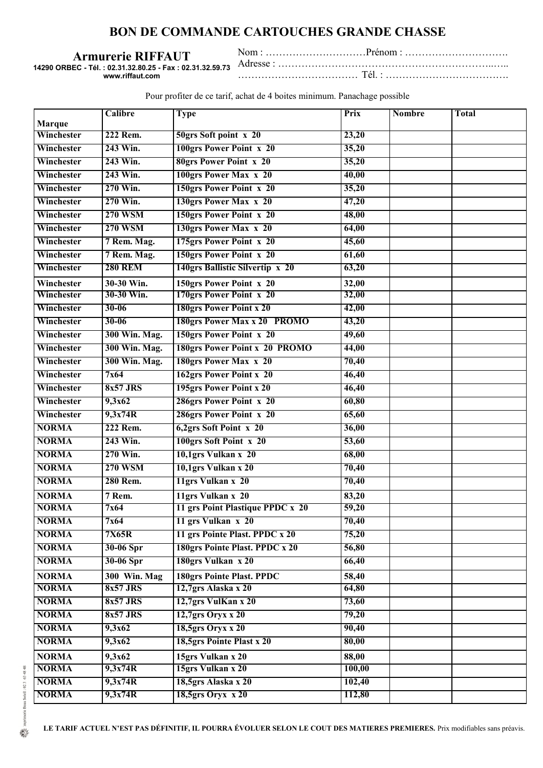# BON DE COMMANDE CARTOUCHES GRANDE CHASSE

**Armurerie RIFFAUT**
**14290 ORBEC - Tél. : 02.31.32.80.25 - Fax : 02.31.32.59.73**
**www.riffaut.com**

Nom : …………………………Prénom : ………………………….
Adresse : ……………………………………………………..…..
……………………………… Tél. : ……………………………….

Pour profiter de ce tarif, achat de 4 boites minimum. Panachage possible

| Marque | Calibre | Type | Prix | Nombre | Total |
|---|---|---|---|---|---|
| Winchester | 222 Rem. | 50grs Soft point x 20 | 23,20 | | |
| Winchester | 243 Win. | 100grs Power Point x 20 | 35,20 | | |
| Winchester | 243 Win. | 80grs Power Point x 20 | 35,20 | | |
| Winchester | 243 Win. | 100grs Power Max x 20 | 40,00 | | |
| Winchester | 270 Win. | 150grs Power Point x 20 | 35,20 | | |
| Winchester | 270 Win. | 130grs Power Max x 20 | 47,20 | | |
| Winchester | 270 WSM | 150grs Power Point x 20 | 48,00 | | |
| Winchester | 270 WSM | 130grs Power Max x 20 | 64,00 | | |
| Winchester | 7 Rem. Mag. | 175grs Power Point x 20 | 45,60 | | |
| Winchester | 7 Rem. Mag. | 150grs Power Point x 20 | 61,60 | | |
| Winchester | 280 REM | 140grs Ballistic Silvertip x 20 | 63,20 | | |
| Winchester | 30-30 Win. | 150grs Power Point x 20 | 32,00 | | |
| Winchester | 30-30 Win. | 170grs Power Point x 20 | 32,00 | | |
| Winchester | 30-06 | 180grs Power Point x 20 | 42,00 | | |
| Winchester | 30-06 | 180grs Power Max x 20 PROMO | 43,20 | | |
| Winchester | 300 Win. Mag. | 150grs Power Point x 20 | 49,60 | | |
| Winchester | 300 Win. Mag. | 180grs Power Point x 20 PROMO | 44,00 | | |
| Winchester | 300 Win. Mag. | 180grs Power Max x 20 | 70,40 | | |
| Winchester | 7x64 | 162grs Power Point x 20 | 46,40 | | |
| Winchester | 8x57 JRS | 195grs Power Point x 20 | 46,40 | | |
| Winchester | 9,3x62 | 286grs Power Point x 20 | 60,80 | | |
| Winchester | 9,3x74R | 286grs Power Point x 20 | 65,60 | | |
| NORMA | 222 Rem. | 6,2grs Soft Point x 20 | 36,00 | | |
| NORMA | 243 Win. | 100grs Soft Point x 20 | 53,60 | | |
| NORMA | 270 Win. | 10,1grs Vulkan x 20 | 68,00 | | |
| NORMA | 270 WSM | 10,1grs Vulkan x 20 | 70,40 | | |
| NORMA | 280 Rem. | 11grs Vulkan x 20 | 70,40 | | |
| NORMA | 7 Rem. | 11grs Vulkan x 20 | 83,20 | | |
| NORMA | 7x64 | 11 grs Point Plastique PPDC x 20 | 59,20 | | |
| NORMA | 7x64 | 11 grs Vulkan x 20 | 70,40 | | |
| NORMA | 7X65R | 11 grs Pointe Plast. PPDC x 20 | 75,20 | | |
| NORMA | 30-06 Spr | 180grs Pointe Plast. PPDC x 20 | 56,80 | | |
| NORMA | 30-06 Spr | 180grs Vulkan x 20 | 66,40 | | |
| NORMA | 300 Win. Mag | 180grs Pointe Plast. PPDC | 58,40 | | |
| NORMA | 8x57 JRS | 12,7grs Alaska x 20 | 64,80 | | |
| NORMA | 8x57 JRS | 12,7grs VulKan x 20 | 73,60 | | |
| NORMA | 8x57 JRS | 12,7grs Oryx x 20 | 79,20 | | |
| NORMA | 9,3x62 | 18,5grs Oryx x 20 | 90,40 | | |
| NORMA | 9,3x62 | 18,5grs Pointe Plast x 20 | 80,00 | | |
| NORMA | 9,3x62 | 15grs Vulkan x 20 | 88,00 | | |
| NORMA | 9,3x74R | 15grs Vulkan x 20 | 100,00 | | |
| NORMA | 9,3x74R | 18,5grs Alaska x 20 | 102,40 | | |
| NORMA | 9,3x74R | 18,5grs Oryx x 20 | 112,80 | | |

**LE TARIF ACTUEL N'EST PAS DÉFINITIF, IL POURRA ÉVOLUER SELON LE COUT DES MATIERES PREMIERES.** Prix modifiables sans préavis.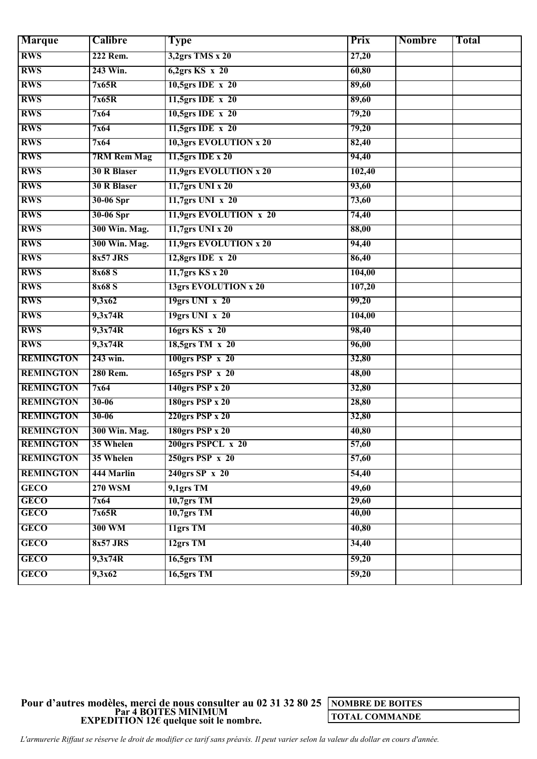| Marque | Calibre | Type | Prix | Nombre | Total |
|---|---|---|---|---|---|
| **RWS** | **222 Rem.** | **3,2grs TMS x 20** | **27,20** | | |
| **RWS** | **243 Win.** | **6,2grs KS x 20** | **60,80** | | |
| **RWS** | **7x65R** | **10,5grs IDE x 20** | **89,60** | | |
| **RWS** | **7x65R** | **11,5grs IDE x 20** | **89,60** | | |
| **RWS** | **7x64** | **10,5grs IDE x 20** | **79,20** | | |
| **RWS** | **7x64** | **11,5grs IDE x 20** | **79,20** | | |
| **RWS** | **7x64** | **10,3grs EVOLUTION x 20** | **82,40** | | |
| **RWS** | **7RM Rem Mag** | **11,5grs IDE x 20** | **94,40** | | |
| **RWS** | **30 R Blaser** | **11,9grs EVOLUTION x 20** | **102,40** | | |
| **RWS** | **30 R Blaser** | **11,7grs UNI x 20** | **93,60** | | |
| **RWS** | **30-06 Spr** | **11,7grs UNI x 20** | **73,60** | | |
| **RWS** | **30-06 Spr** | **11,9grs EVOLUTION x 20** | **74,40** | | |
| **RWS** | **300 Win. Mag.** | **11,7grs UNI x 20** | **88,00** | | |
| **RWS** | **300 Win. Mag.** | **11,9grs EVOLUTION x 20** | **94,40** | | |
| **RWS** | **8x57 JRS** | **12,8grs IDE x 20** | **86,40** | | |
| **RWS** | **8x68 S** | **11,7grs KS x 20** | **104,00** | | |
| **RWS** | **8x68 S** | **13grs EVOLUTION x 20** | **107,20** | | |
| **RWS** | **9,3x62** | **19grs UNI x 20** | **99,20** | | |
| **RWS** | **9,3x74R** | **19grs UNI x 20** | **104,00** | | |
| **RWS** | **9,3x74R** | **16grs KS x 20** | **98,40** | | |
| **RWS** | **9,3x74R** | **18,5grs TM x 20** | **96,00** | | |
| **REMINGTON** | **243 win.** | **100grs PSP x 20** | **32,80** | | |
| **REMINGTON** | **280 Rem.** | **165grs PSP x 20** | **48,00** | | |
| **REMINGTON** | **7x64** | **140grs PSP x 20** | **32,80** | | |
| **REMINGTON** | **30-06** | **180grs PSP x 20** | **28,80** | | |
| **REMINGTON** | **30-06** | **220grs PSP x 20** | **32,80** | | |
| **REMINGTON** | **300 Win. Mag.** | **180grs PSP x 20** | **40,80** | | |
| **REMINGTON** | **35 Whelen** | **200grs PSPCL x 20** | **57,60** | | |
| **REMINGTON** | **35 Whelen** | **250grs PSP x 20** | **57,60** | | |
| **REMINGTON** | **444 Marlin** | **240grs SP x 20** | **54,40** | | |
| **GECO** | **270 WSM** | **9,1grs TM** | **49,60** | | |
| **GECO** | **7x64** | **10,7grs TM** | **29,60** | | |
| **GECO** | **7x65R** | **10,7grs TM** | **40,00** | | |
| **GECO** | **300 WM** | **11grs TM** | **40,80** | | |
| **GECO** | **8x57 JRS** | **12grs TM** | **34,40** | | |
| **GECO** | **9,3x74R** | **16,5grs TM** | **59,20** | | |
| **GECO** | **9,3x62** | **16,5grs TM** | **59,20** | | |

**Pour d'autres modèles, merci de nous consulter au 02 31 32 80 25**
**Par 4 BOITES MINIMUM**
**EXPEDITION 12€ quelque soit le nombre.**

| | |
|---|---|
| **NOMBRE DE BOITES** | |
| **TOTAL COMMANDE** | |

*L'armurerie Riffaut se réserve le droit de modifier ce tarif sans préavis. Il peut varier selon la valeur du dollar en cours d'année.*